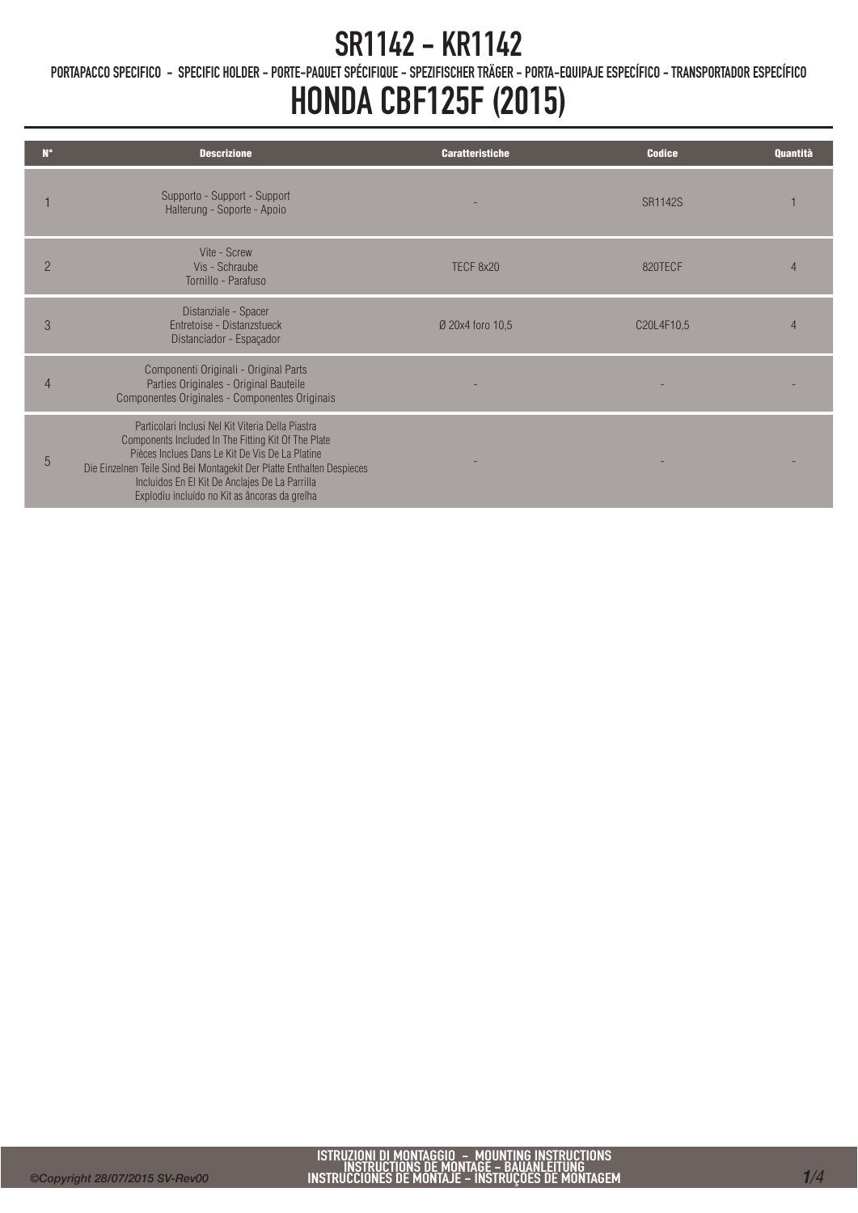# SR1142 - KR1142

PORTAPACCO SPECIFICO - SPECIFIC HOLDER - PORTE-PAQUET SPÉCIFIQUE - SPEZIFISCHER TRÄGER - PORTA-EQUIPAJE ESPECÍFICO - TRANSPORTADOR ESPECÍFICO

# HONDA CBF125F (2015)

| N° | Descrizione | Caratteristiche | Codice | Quantità |
|---|---|---|---|---|
| 1 | Supporto - Support - Support<br>Halterung - Soporte - Apoio | - | SR1142S | 1 |
| 2 | Vite - Screw<br>Vis - Schraube<br>Tornillo - Parafuso | TECF 8x20 | 820TECF | 4 |
| 3 | Distanziale - Spacer<br>Entretoise - Distanzstueck<br>Distanciador - Espaçador | Ø 20x4 foro 10,5 | C20L4F10,5 | 4 |
| 4 | Componenti Originali - Original Parts<br>Parties Originales - Original Bauteile<br>Componentes Originales - Componentes Originais | - | - | - |
| 5 | Particolari Inclusi Nel Kit Viteria Della Piastra<br>Components Included In The Fitting Kit Of The Plate<br>Pièces Inclues Dans Le Kit De Vis De La Platine<br>Die Einzelnen Teile Sind Bei Montagekit Der Platte Enthalten Despieces<br>Incluidos En El Kit De Anclajes De La Parrilla<br>Explodiu incluído no Kit as âncoras da grelha | - | - | - |

ISTRUZIONI DI MONTAGGIO - MOUNTING INSTRUCTIONS
INSTRUCTIONS DE MONTAGE - BAUANLEITUNG
INSTRUCCIONES DE MONTAJE - INSTRUÇOES DE MONTAGEM

©Copyright 28/07/2015 SV-Rev00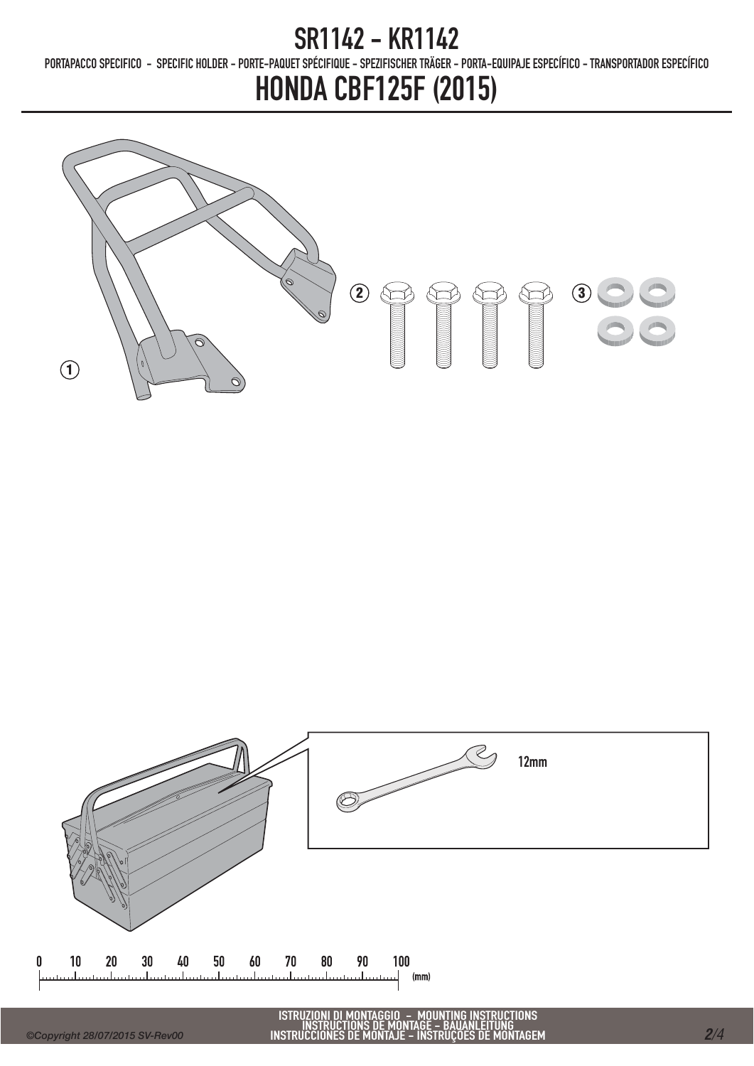# SR1142 - KR1142

PORTAPACCO SPECIFICO - SPECIFIC HOLDER - PORTE-PAQUET SPÉCIFIQUE - SPEZIFISCHER TRÄGER - PORTA-EQUIPAJE ESPECÍFICO - TRANSPORTADOR ESPECÍFICO

# HONDA CBF125F (2015)

1

2

3

12mm

0 10 20 30 40 50 60 70 80 90 100 (mm)

ISTRUZIONI DI MONTAGGIO - MOUNTING INSTRUCTIONS
INSTRUCTIONS DE MONTAGE - BAUANLEITUNG
INSTRUCCIONES DE MONTAJE - INSTRUÇOES DE MONTAGEM

©Copyright 28/07/2015 SV-Rev00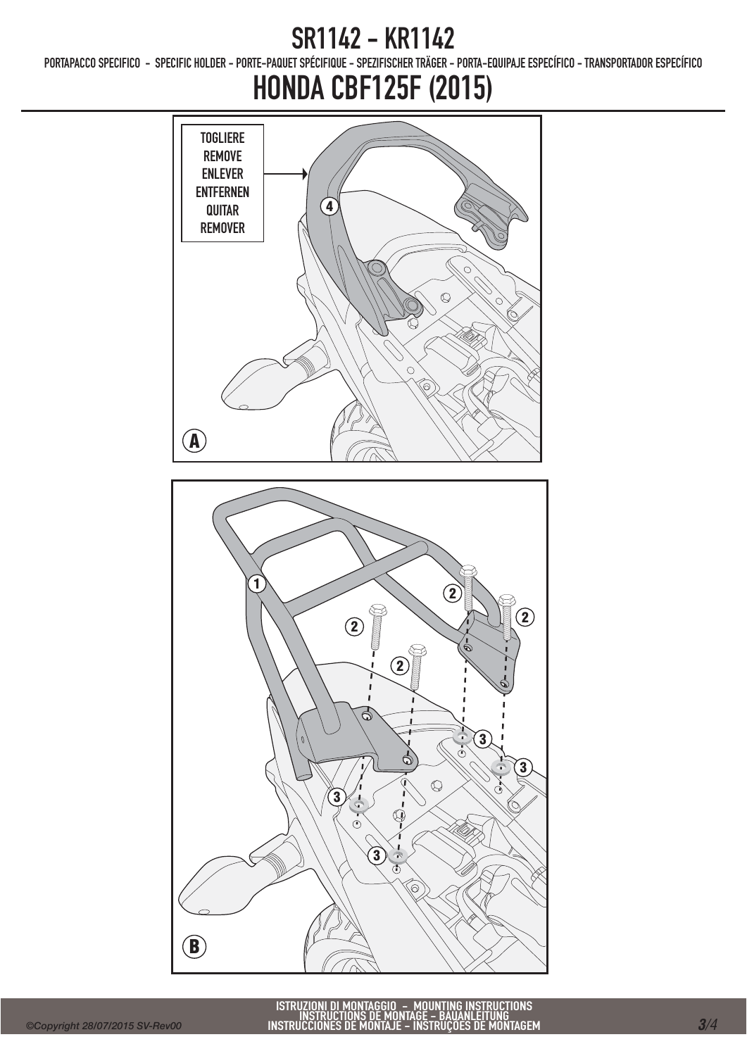# SR1142 - KR1142

PORTAPACCO SPECIFICO - SPECIFIC HOLDER - PORTE-PAQUET SPÉCIFIQUE - SPEZIFISCHER TRÄGER - PORTA-EQUIPAJE ESPECÍFICO - TRANSPORTADOR ESPECÍFICO

# HONDA CBF125F (2015)

TOGLIERE
REMOVE
ENLEVER
ENTFERNEN
QUITAR
REMOVER

4

A

1

2

2

2

2

3

3

3

3

B

ISTRUZIONI DI MONTAGGIO - MOUNTING INSTRUCTIONS
INSTRUCTIONS DE MONTAGE - BAUANLEITUNG
INSTRUCCIONES DE MONTAJE - INSTRUÇÕES DE MONTAGEM

©Copyright 28/07/2015 SV-Rev00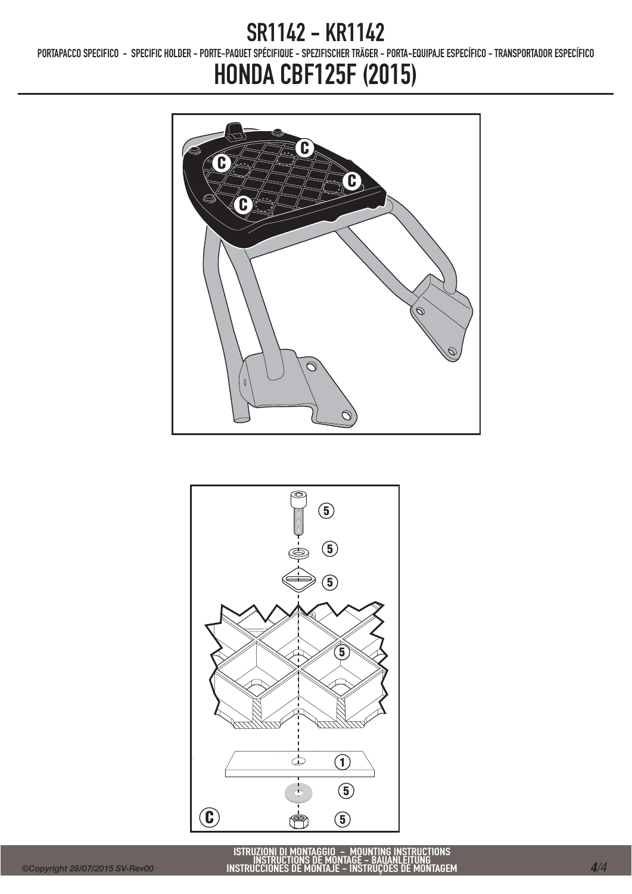# SR1142 - KR1142

PORTAPACCO SPECIFICO - SPECIFIC HOLDER - PORTE-PAQUET SPÉCIFIQUE - SPEZIFISCHER TRÄGER - PORTA-EQUIPAJE ESPECÍFICO - TRANSPORTADOR ESPECÍFICO

# HONDA CBF125F (2015)

C
C
C
C

5
5
5
5
1
5
C
5

ISTRUZIONI DI MONTAGGIO - MOUNTING INSTRUCTIONS
INSTRUCTIONS DE MONTAGE - BAUANLEITUNG
INSTRUCCIONES DE MONTAJE - INSTRUÇOES DE MONTAGEM

*©Copyright 28/07/2015 SV-Rev00*